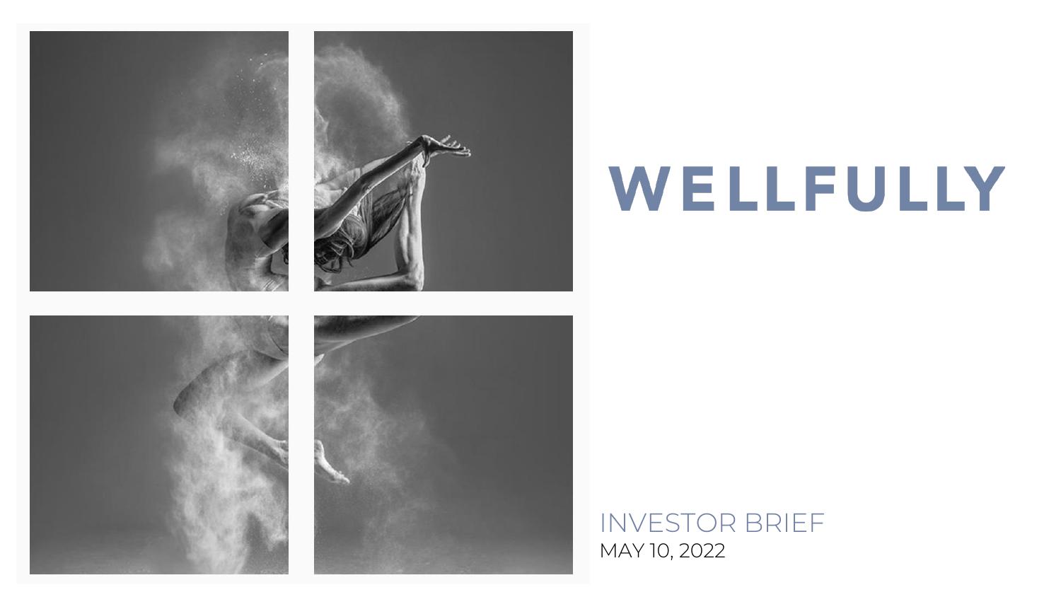# WELLFULLY

INVESTOR BRIEF

MAY 10, 2022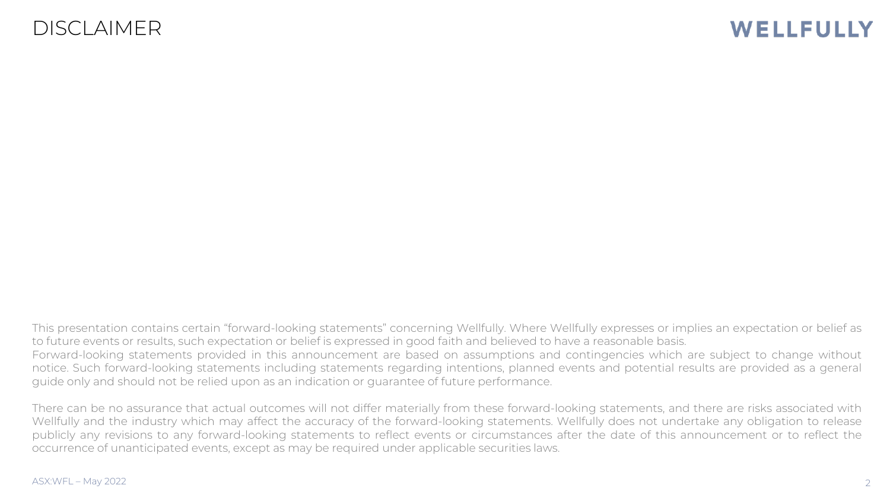# DISCLAIMER

This presentation contains certain "forward-looking statements" concerning Wellfully. Where Wellfully expresses or implies an expectation or belief as to future events or results, such expectation or belief is expressed in good faith and believed to have a reasonable basis.
Forward-looking statements provided in this announcement are based on assumptions and contingencies which are subject to change without notice. Such forward-looking statements including statements regarding intentions, planned events and potential results are provided as a general guide only and should not be relied upon as an indication or guarantee of future performance.

There can be no assurance that actual outcomes will not differ materially from these forward-looking statements, and there are risks associated with Wellfully and the industry which may affect the accuracy of the forward-looking statements. Wellfully does not undertake any obligation to release publicly any revisions to any forward-looking statements to reflect events or circumstances after the date of this announcement or to reflect the occurrence of unanticipated events, except as may be required under applicable securities laws.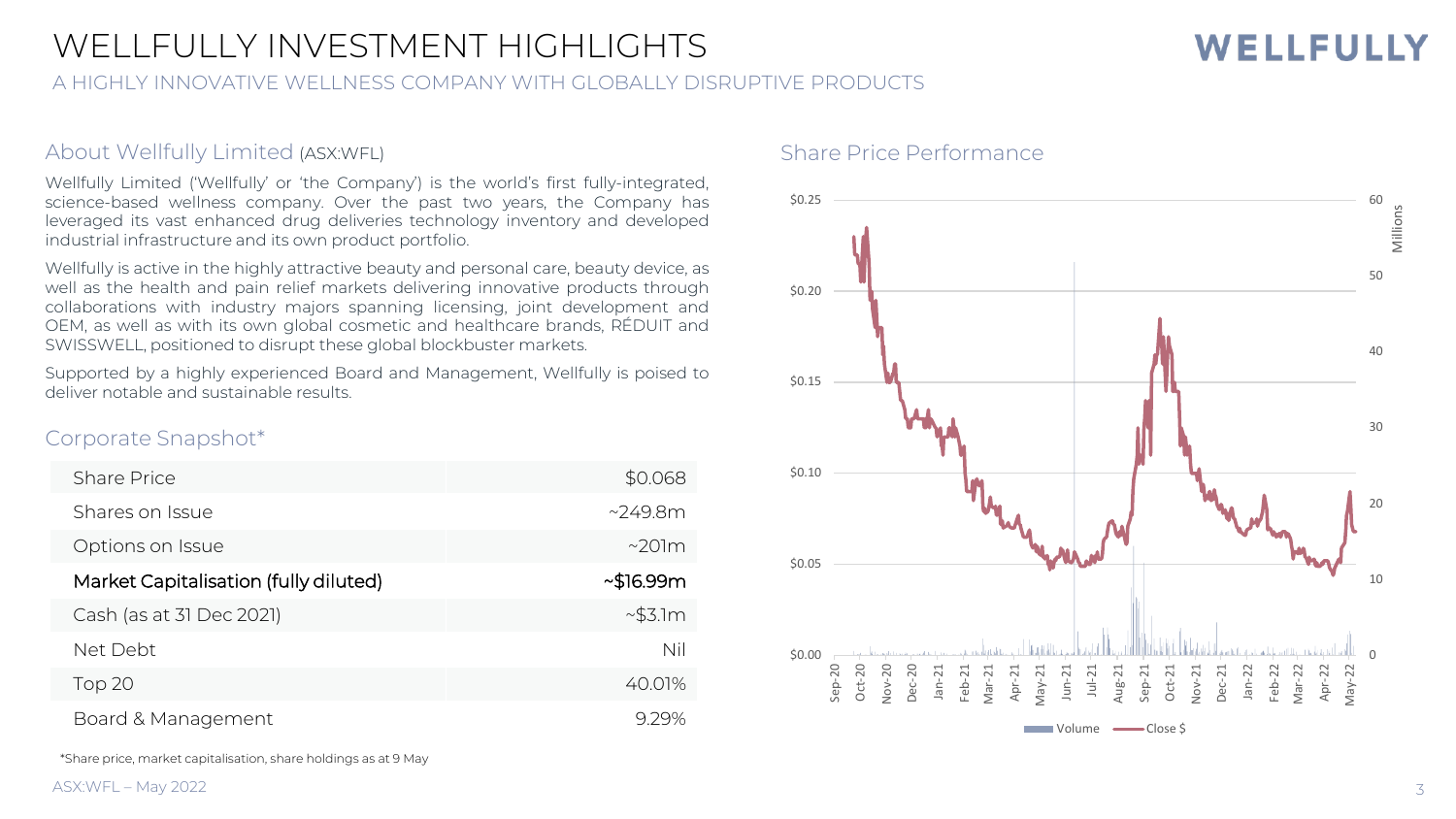# WELLFULLY INVESTMENT HIGHLIGHTS

## A HIGHLY INNOVATIVE WELLNESS COMPANY WITH GLOBALLY DISRUPTIVE PRODUCTS

### About Wellfully Limited (ASX:WFL)

Wellfully Limited ('Wellfully' or 'the Company') is the world's first fully-integrated, science-based wellness company. Over the past two years, the Company has leveraged its vast enhanced drug deliveries technology inventory and developed industrial infrastructure and its own product portfolio.

Wellfully is active in the highly attractive beauty and personal care, beauty device, as well as the health and pain relief markets delivering innovative products through collaborations with industry majors spanning licensing, joint development and OEM, as well as with its own global cosmetic and healthcare brands, RÉDUIT and SWISSWELL, positioned to disrupt these global blockbuster markets.

Supported by a highly experienced Board and Management, Wellfully is poised to deliver notable and sustainable results.

### Corporate Snapshot*

| | |
|---|---|
| Share Price | $0.068 |
| Shares on Issue | ~249.8m |
| Options on Issue | ~201m |
| **Market Capitalisation (fully diluted)** | **~$16.99m** |
| Cash (as at 31 Dec 2021) | ~$3.1m |
| Net Debt | Nil |
| Top 20 | 40.01% |
| Board & Management | 9.29% |

*Share price, market capitalisation, share holdings as at 9 May

### Share Price Performance

Chart: Close $ (left axis, $0.00–$0.25) and Volume (right axis, 0–60 Millions), Sep-20 to May-22.

Legend: Volume, Close $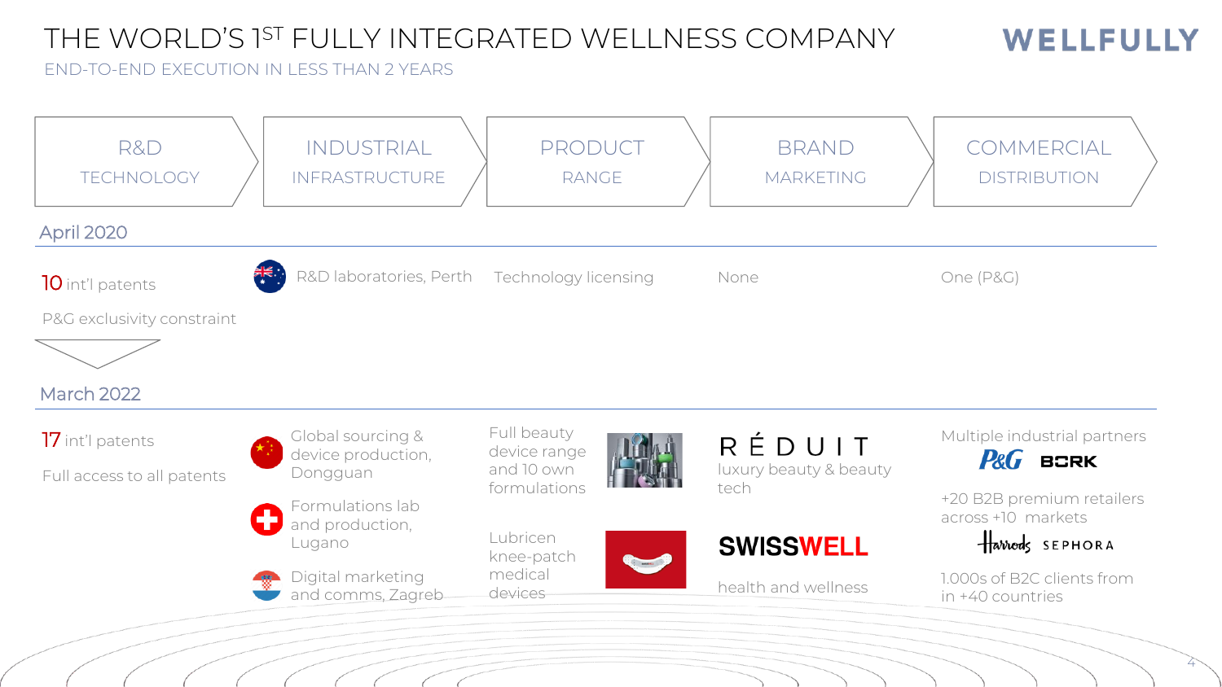# THE WORLD'S 1ST FULLY INTEGRATED WELLNESS COMPANY

END-TO-END EXECUTION IN LESS THAN 2 YEARS

WELLFULLY

| | R&D TECHNOLOGY | INDUSTRIAL INFRASTRUCTURE | PRODUCT RANGE | BRAND MARKETING | COMMERCIAL DISTRIBUTION |
|---|---|---|---|---|---|
| **April 2020** | 10 int'l patents<br>P&G exclusivity constraint | R&D laboratories, Perth | Technology licensing | None | One (P&G) |
| **March 2022** | 17 int'l patents<br>Full access to all patents | Global sourcing & device production, Dongguan<br>Formulations lab and production, Lugano<br>Digital marketing and comms, Zagreb | Full beauty device range and 10 own formulations<br>Lubricen knee-patch medical devices | RÉDUIT luxury beauty & beauty tech<br>SWISSWELL health and wellness | Multiple industrial partners (P&G, BORK)<br>+20 B2B premium retailers across +10 markets (Harrods, SEPHORA)<br>1.000s of B2C clients from in +40 countries |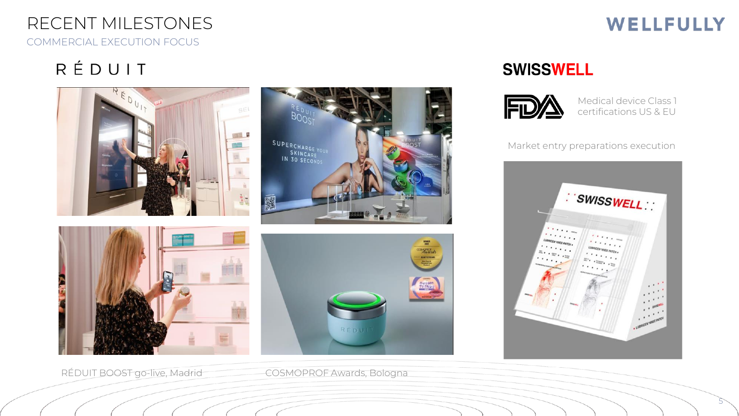# RECENT MILESTONES

## COMMERCIAL EXECUTION FOCUS

### RÉDUIT

RÉDUIT BOOST go-live, Madrid

COSMOPROF Awards, Bologna

### SWISSWELL

Medical device Class 1 certifications US & EU

Market entry preparations execution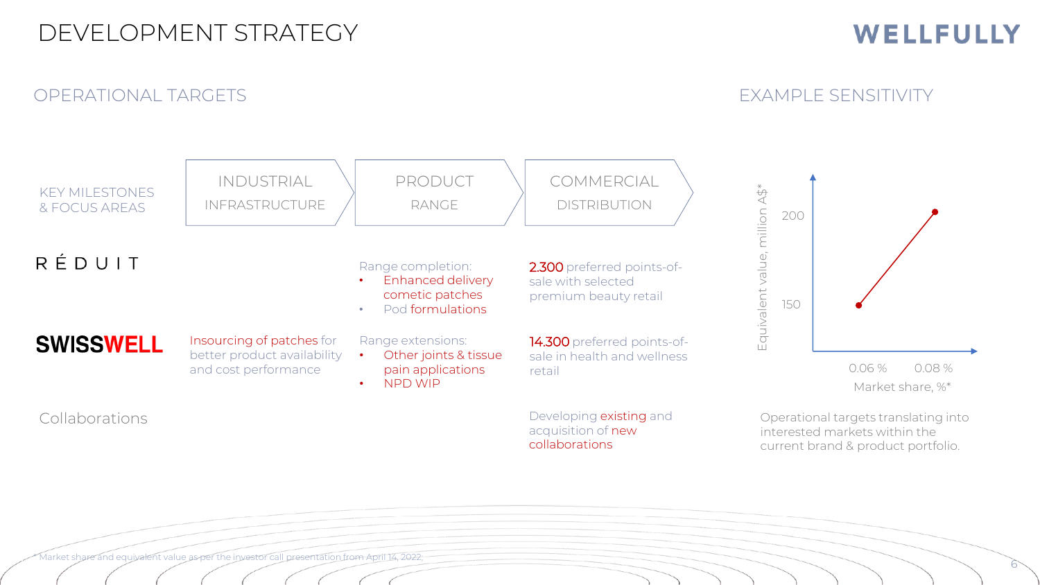# DEVELOPMENT STRATEGY

## OPERATIONAL TARGETS

| KEY MILESTONES & FOCUS AREAS | INDUSTRIAL INFRASTRUCTURE | PRODUCT RANGE | COMMERCIAL DISTRIBUTION |
|---|---|---|---|
| RÉDUIT | | Range completion: <br>• Enhanced delivery cometic patches <br>• Pod formulations | 2.300 preferred points-of-sale with selected premium beauty retail |
| SWISSWELL | Insourcing of patches for better product availability and cost performance | Range extensions: <br>• Other joints & tissue pain applications <br>• NPD WIP | 14.300 preferred points-of-sale in health and wellness retail |
| Collaborations | | | Developing existing and acquisition of new collaborations |

## EXAMPLE SENSITIVITY

| Market share, %* | Equivalent value, million A$* |
|---|---|
| 0.06 % | 150 |
| 0.08 % | 200 |

Operational targets translating into interested markets within the current brand & product portfolio.

\* Market share and equivalent value as per the investor call presentation from April 14, 2022.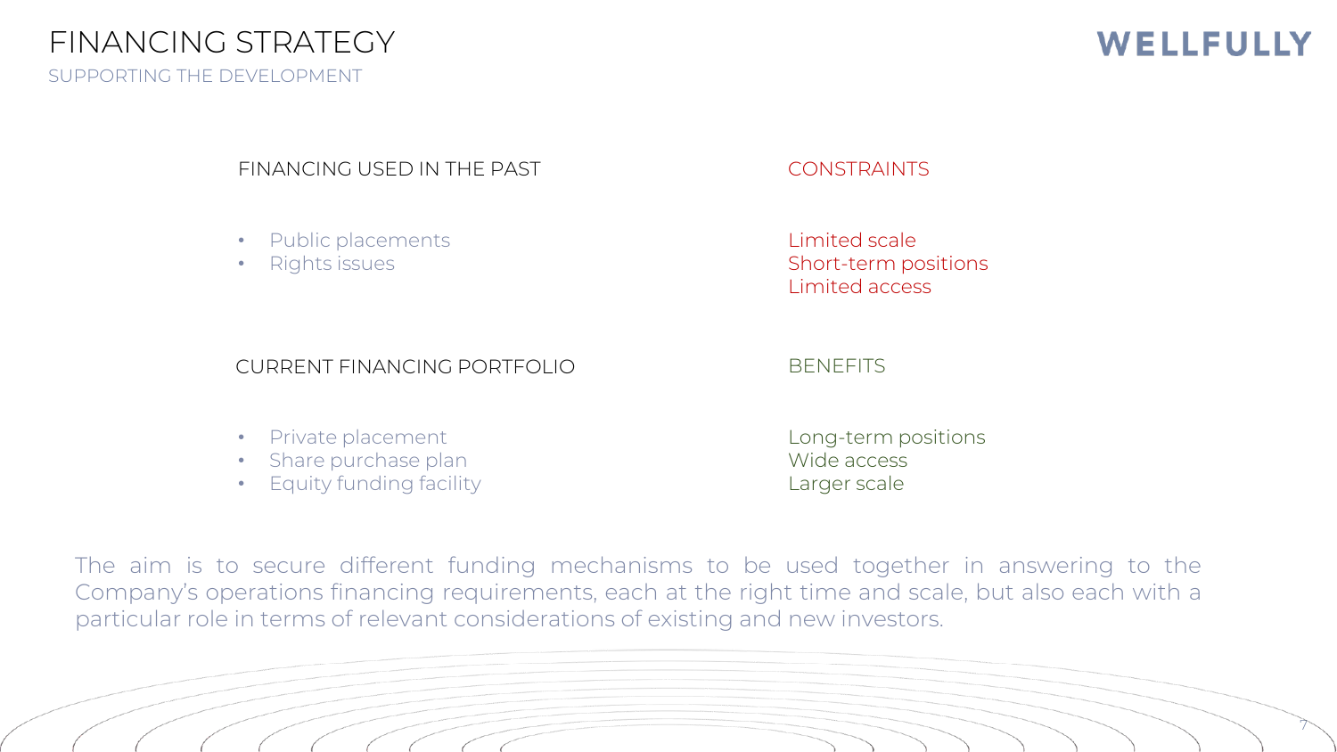# FINANCING STRATEGY

## SUPPORTING THE DEVELOPMENT

| FINANCING USED IN THE PAST | CONSTRAINTS |
| --- | --- |
| • Public placements<br>• Rights issues | Limited scale<br>Short-term positions<br>Limited access |

| CURRENT FINANCING PORTFOLIO | BENEFITS |
| --- | --- |
| • Private placement<br>• Share purchase plan<br>• Equity funding facility | Long-term positions<br>Wide access<br>Larger scale |

The aim is to secure different funding mechanisms to be used together in answering to the Company's operations financing requirements, each at the right time and scale, but also each with a particular role in terms of relevant considerations of existing and new investors.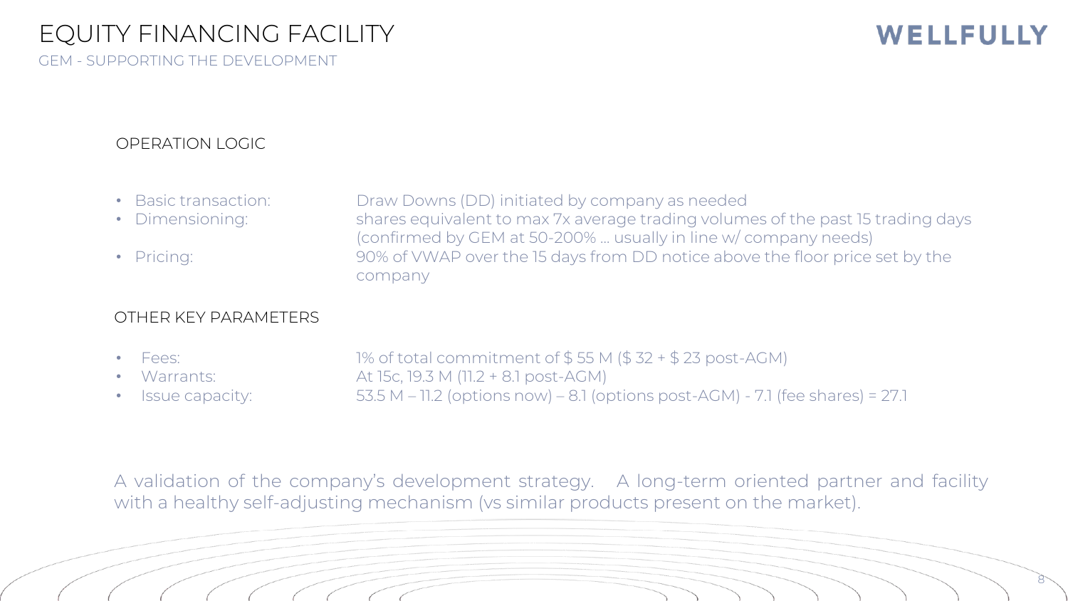# EQUITY FINANCING FACILITY

GEM - SUPPORTING THE DEVELOPMENT

WELLFULLY

## OPERATION LOGIC

- Basic transaction: Draw Downs (DD) initiated by company as needed
- Dimensioning: shares equivalent to max 7x average trading volumes of the past 15 trading days (confirmed by GEM at 50-200% … usually in line w/ company needs)
- Pricing: 90% of VWAP over the 15 days from DD notice above the floor price set by the company

## OTHER KEY PARAMETERS

- Fees: 1% of total commitment of $ 55 M ($ 32 + $ 23 post-AGM)
- Warrants: At 15c, 19.3 M (11.2 + 8.1 post-AGM)
- Issue capacity: 53.5 M – 11.2 (options now) – 8.1 (options post-AGM) - 7.1 (fee shares) = 27.1

A validation of the company's development strategy. A long-term oriented partner and facility with a healthy self-adjusting mechanism (vs similar products present on the market).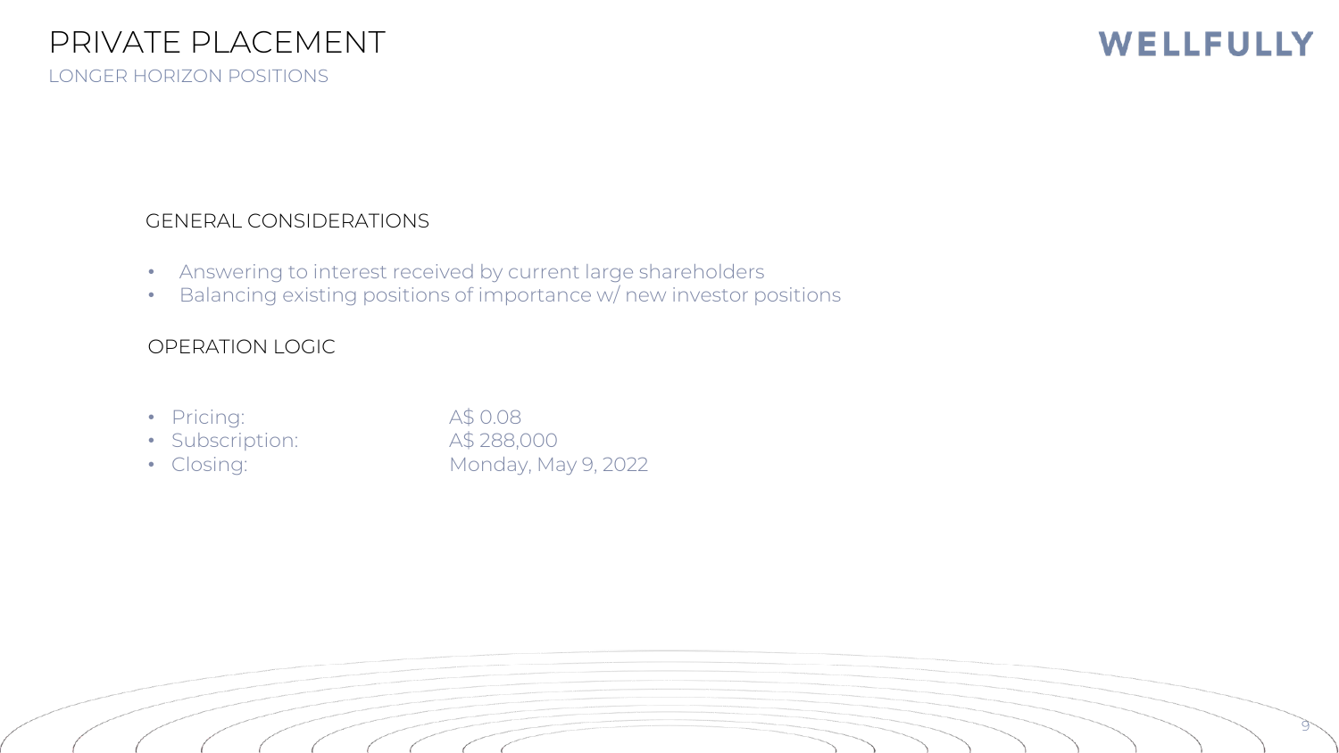# PRIVATE PLACEMENT

LONGER HORIZON POSITIONS

WELLFULLY

## GENERAL CONSIDERATIONS

- Answering to interest received by current large shareholders
- Balancing existing positions of importance w/ new investor positions

## OPERATION LOGIC

- Pricing: A$ 0.08
- Subscription: A$ 288,000
- Closing: Monday, May 9, 2022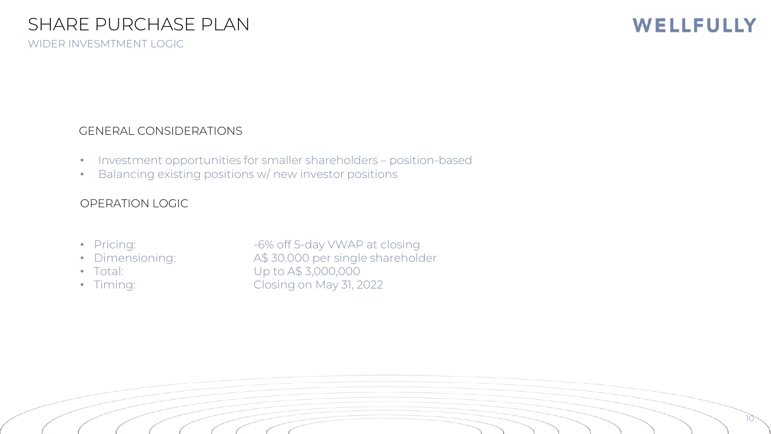# SHARE PURCHASE PLAN

WIDER INVESMTMENT LOGIC

WELLFULLY

### GENERAL CONSIDERATIONS

- Investment opportunities for smaller shareholders – position-based
- Balancing existing positions w/ new investor positions

### OPERATION LOGIC

- Pricing: -6% off 5-day VWAP at closing
- Dimensioning: A$ 30.000 per single shareholder
- Total: Up to A$ 3,000,000
- Timing: Closing on May 31, 2022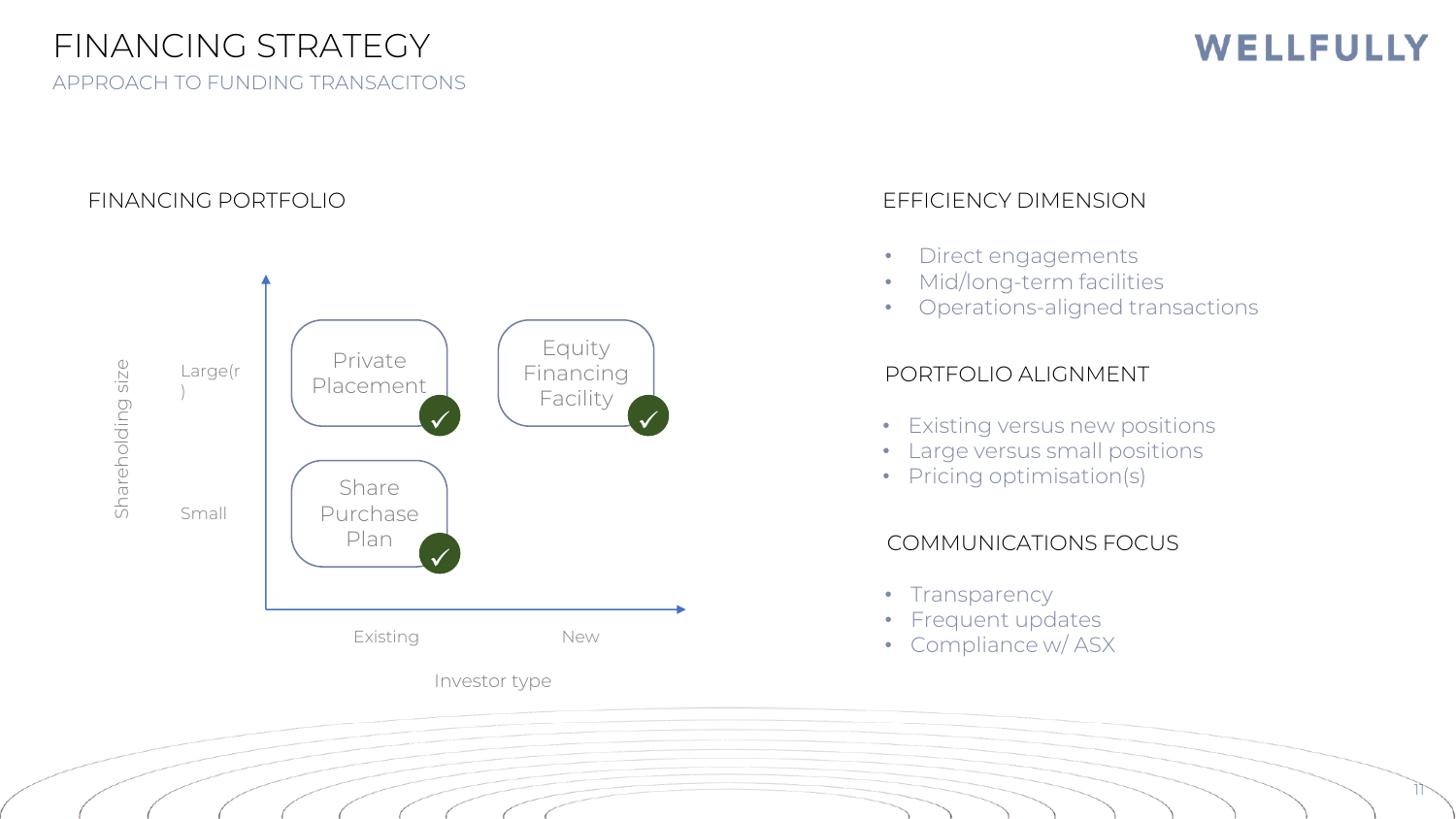# FINANCING STRATEGY

## APPROACH TO FUNDING TRANSACITONS

WELLFULLY

### FINANCING PORTFOLIO

| Shareholding size | Existing | New |
|---|---|---|
| Large(r) | Private Placement ✓ | Equity Financing Facility ✓ |
| Small | Share Purchase Plan ✓ | |

Investor type

### EFFICIENCY DIMENSION

- Direct engagements
- Mid/long-term facilities
- Operations-aligned transactions

### PORTFOLIO ALIGNMENT

- Existing versus new positions
- Large versus small positions
- Pricing optimisation(s)

### COMMUNICATIONS FOCUS

- Transparency
- Frequent updates
- Compliance w/ ASX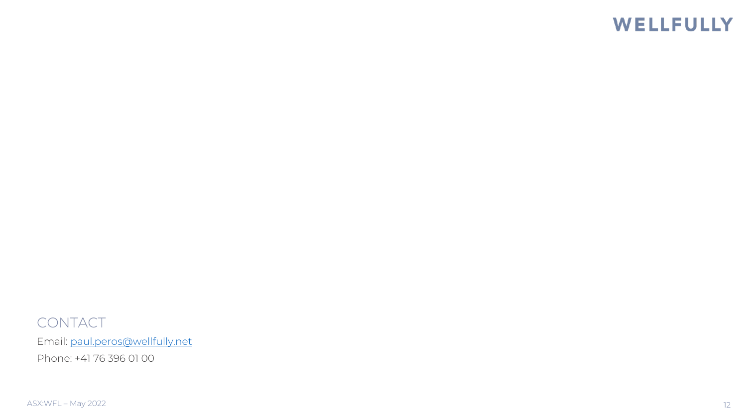## CONTACT

Email: paul.peros@wellfully.net

Phone: +41 76 396 01 00